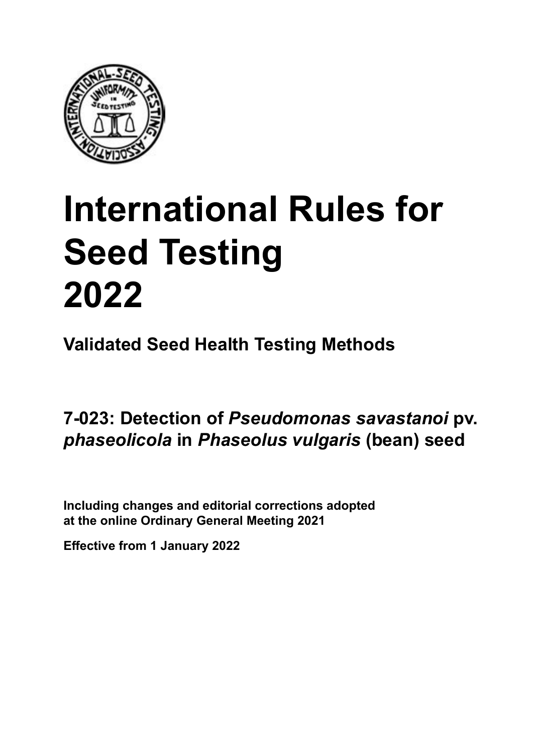# International Rules for Seed Testing 2022

## Validated Seed Health Testing Methods

## 7-023: Detection of *Pseudomonas savastanoi* pv. *phaseolicola* in *Phaseolus vulgaris* (bean) seed

**Including changes and editorial corrections adopted at the online Ordinary General Meeting 2021**

**Effective from 1 January 2022**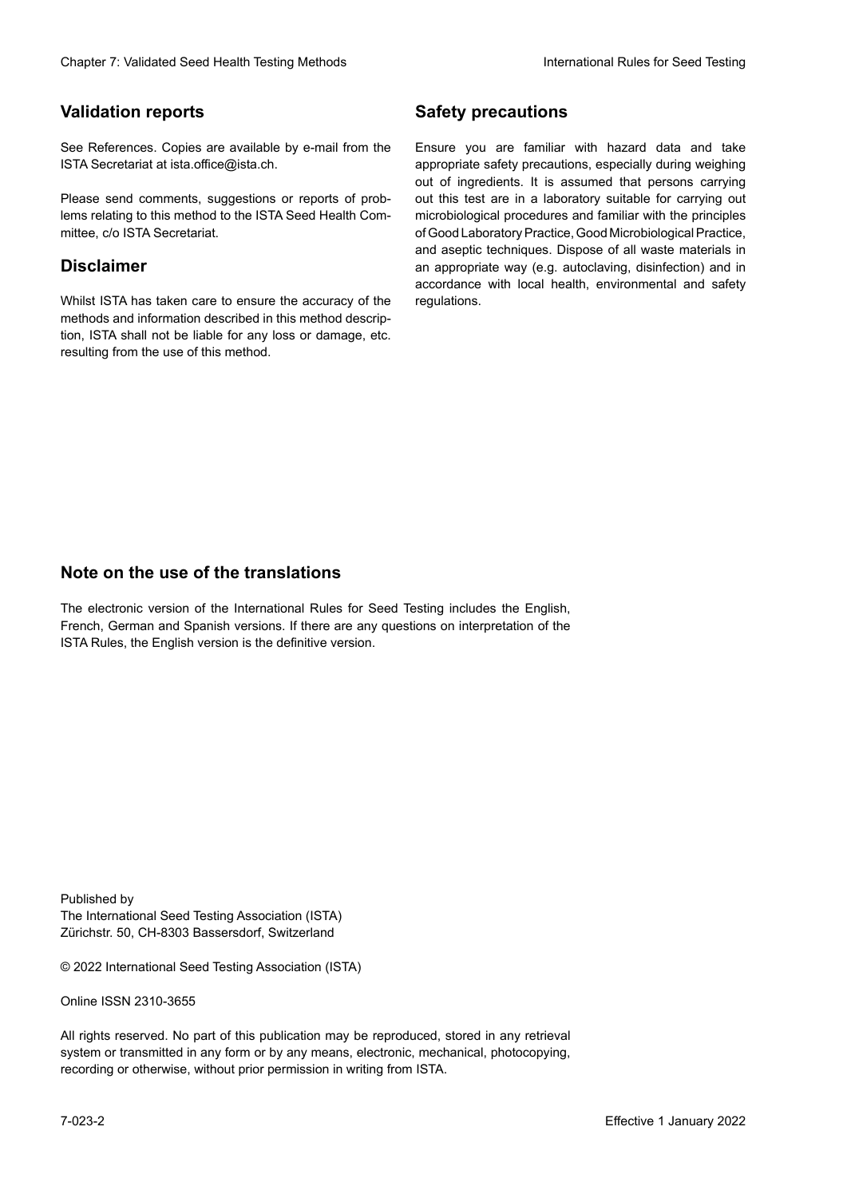## Validation reports

See References. Copies are available by e-mail from the ISTA Secretariat at ista.office@ista.ch.

Please send comments, suggestions or reports of problems relating to this method to the ISTA Seed Health Committee, c/o ISTA Secretariat.

## Disclaimer

Whilst ISTA has taken care to ensure the accuracy of the methods and information described in this method description, ISTA shall not be liable for any loss or damage, etc. resulting from the use of this method.

## Safety precautions

Ensure you are familiar with hazard data and take appropriate safety precautions, especially during weighing out of ingredients. It is assumed that persons carrying out this test are in a laboratory suitable for carrying out microbiological procedures and familiar with the principles of Good Laboratory Practice, Good Microbiological Practice, and aseptic techniques. Dispose of all waste materials in an appropriate way (e.g. autoclaving, disinfection) and in accordance with local health, environmental and safety regulations.

## Note on the use of the translations

The electronic version of the International Rules for Seed Testing includes the English, French, German and Spanish versions. If there are any questions on interpretation of the ISTA Rules, the English version is the definitive version.

Published by
The International Seed Testing Association (ISTA)
Zürichstr. 50, CH-8303 Bassersdorf, Switzerland

© 2022 International Seed Testing Association (ISTA)

Online ISSN 2310-3655

All rights reserved. No part of this publication may be reproduced, stored in any retrieval system or transmitted in any form or by any means, electronic, mechanical, photocopying, recording or otherwise, without prior permission in writing from ISTA.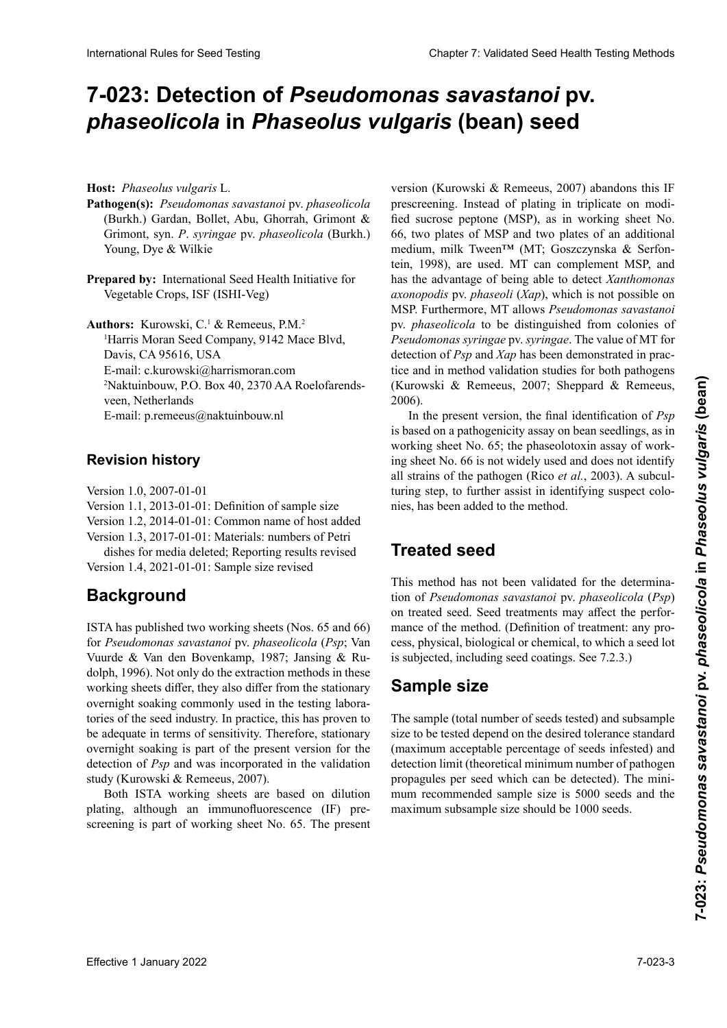# 7-023: Detection of *Pseudomonas savastanoi* pv. *phaseolicola* in *Phaseolus vulgaris* (bean) seed

**Host:** *Phaseolus vulgaris* L.

**Pathogen(s):** *Pseudomonas savastanoi* pv. *phaseolicola* (Burkh.) Gardan, Bollet, Abu, Ghorrah, Grimont & Grimont, syn. *P*. *syringae* pv. *phaseolicola* (Burkh.) Young, Dye & Wilkie

**Prepared by:** International Seed Health Initiative for Vegetable Crops, ISF (ISHI-Veg)

**Authors:** Kurowski, C.[1] & Remeeus, P.M.[2]

[1]Harris Moran Seed Company, 9142 Mace Blvd, Davis, CA 95616, USA
E-mail: c.kurowski@harrismoran.com

[2]Naktuinbouw, P.O. Box 40, 2370 AA Roelofarendsveen, Netherlands
E-mail: p.remeeus@naktuinbouw.nl

## Revision history

Version 1.0, 2007-01-01
Version 1.1, 2013-01-01: Definition of sample size
Version 1.2, 2014-01-01: Common name of host added
Version 1.3, 2017-01-01: Materials: numbers of Petri dishes for media deleted; Reporting results revised
Version 1.4, 2021-01-01: Sample size revised

## Background

ISTA has published two working sheets (Nos. 65 and 66) for *Pseudomonas savastanoi* pv. *phaseolicola* (*Psp*; Van Vuurde & Van den Bovenkamp, 1987; Jansing & Rudolph, 1996). Not only do the extraction methods in these working sheets differ, they also differ from the stationary overnight soaking commonly used in the testing laboratories of the seed industry. In practice, this has proven to be adequate in terms of sensitivity. Therefore, stationary overnight soaking is part of the present version for the detection of *Psp* and was incorporated in the validation study (Kurowski & Remeeus, 2007).

Both ISTA working sheets are based on dilution plating, although an immunofluorescence (IF) prescreening is part of working sheet No. 65. The present version (Kurowski & Remeeus, 2007) abandons this IF prescreening. Instead of plating in triplicate on modified sucrose peptone (MSP), as in working sheet No. 66, two plates of MSP and two plates of an additional medium, milk Tween™ (MT; Goszczynska & Serfontein, 1998), are used. MT can complement MSP, and has the advantage of being able to detect *Xanthomonas axonopodis* pv. *phaseoli* (*Xap*), which is not possible on MSP. Furthermore, MT allows *Pseudomonas savastanoi* pv. *phaseolicola* to be distinguished from colonies of *Pseudomonas syringae* pv. *syringae*. The value of MT for detection of *Psp* and *Xap* has been demonstrated in practice and in method validation studies for both pathogens (Kurowski & Remeeus, 2007; Sheppard & Remeeus, 2006).

In the present version, the final identification of *Psp* is based on a pathogenicity assay on bean seedlings, as in working sheet No. 65; the phaseolotoxin assay of working sheet No. 66 is not widely used and does not identify all strains of the pathogen (Rico *et al.*, 2003). A subculturing step, to further assist in identifying suspect colonies, has been added to the method.

## Treated seed

This method has not been validated for the determination of *Pseudomonas savastanoi* pv. *phaseolicola* (*Psp*) on treated seed. Seed treatments may affect the performance of the method. (Definition of treatment: any process, physical, biological or chemical, to which a seed lot is subjected, including seed coatings. See 7.2.3.)

## Sample size

The sample (total number of seeds tested) and subsample size to be tested depend on the desired tolerance standard (maximum acceptable percentage of seeds infested) and detection limit (theoretical minimum number of pathogen propagules per seed which can be detected). The minimum recommended sample size is 5000 seeds and the maximum subsample size should be 1000 seeds.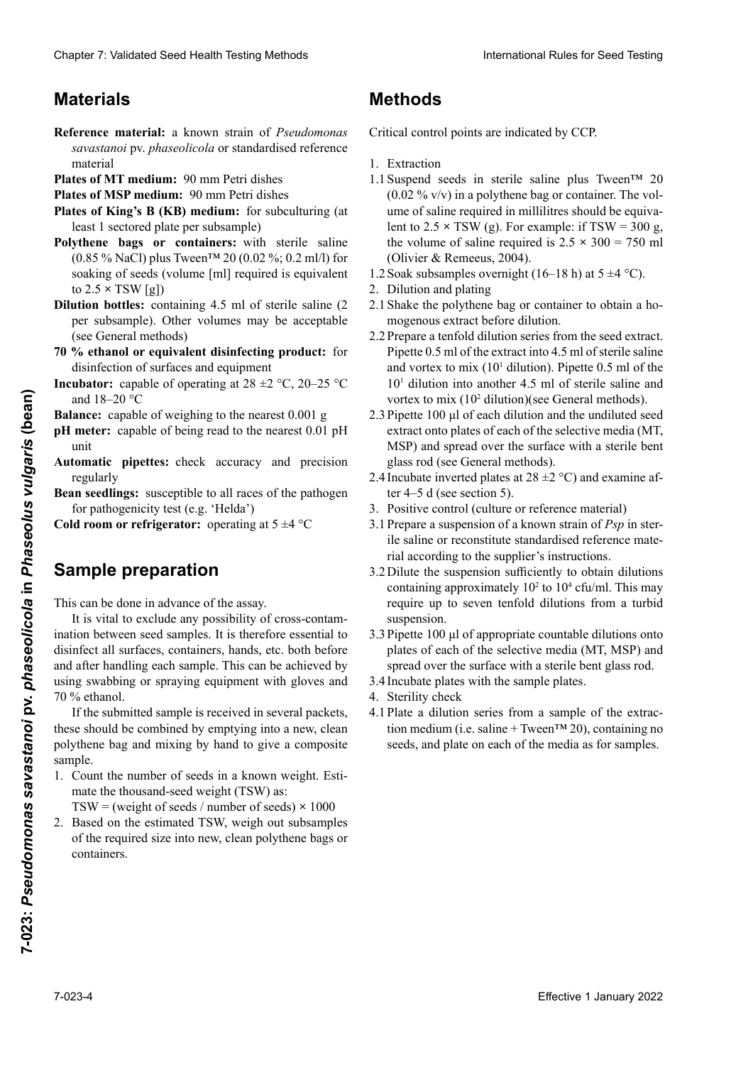## Materials

**Reference material:** a known strain of *Pseudomonas savastanoi* pv. *phaseolicola* or standardised reference material

**Plates of MT medium:** 90 mm Petri dishes

**Plates of MSP medium:** 90 mm Petri dishes

**Plates of King's B (KB) medium:** for subculturing (at least 1 sectored plate per subsample)

**Polythene bags or containers:** with sterile saline (0.85 % NaCl) plus Tween™ 20 (0.02 %; 0.2 ml/l) for soaking of seeds (volume [ml] required is equivalent to 2.5 × TSW [g])

**Dilution bottles:** containing 4.5 ml of sterile saline (2 per subsample). Other volumes may be acceptable (see General methods)

**70 % ethanol or equivalent disinfecting product:** for disinfection of surfaces and equipment

**Incubator:** capable of operating at 28 ±2 °C, 20–25 °C and 18–20 °C

**Balance:** capable of weighing to the nearest 0.001 g

**pH meter:** capable of being read to the nearest 0.01 pH unit

**Automatic pipettes:** check accuracy and precision regularly

**Bean seedlings:** susceptible to all races of the pathogen for pathogenicity test (e.g. 'Helda')

**Cold room or refrigerator:** operating at 5 ±4 °C

## Sample preparation

This can be done in advance of the assay.

It is vital to exclude any possibility of cross-contamination between seed samples. It is therefore essential to disinfect all surfaces, containers, hands, etc. both before and after handling each sample. This can be achieved by using swabbing or spraying equipment with gloves and 70 % ethanol.

If the submitted sample is received in several packets, these should be combined by emptying into a new, clean polythene bag and mixing by hand to give a composite sample.

1. Count the number of seeds in a known weight. Estimate the thousand-seed weight (TSW) as:
   TSW = (weight of seeds / number of seeds) × 1000
2. Based on the estimated TSW, weigh out subsamples of the required size into new, clean polythene bags or containers.

## Methods

Critical control points are indicated by CCP.

1. Extraction

1.1 Suspend seeds in sterile saline plus Tween™ 20 (0.02 % v/v) in a polythene bag or container. The volume of saline required in millilitres should be equivalent to 2.5 × TSW (g). For example: if TSW = 300 g, the volume of saline required is 2.5 × 300 = 750 ml (Olivier & Remeeus, 2004).

1.2 Soak subsamples overnight (16–18 h) at 5 ±4 °C).

2. Dilution and plating

2.1 Shake the polythene bag or container to obtain a homogenous extract before dilution.

2.2 Prepare a tenfold dilution series from the seed extract. Pipette 0.5 ml of the extract into 4.5 ml of sterile saline and vortex to mix ($10^1$ dilution). Pipette 0.5 ml of the $10^1$ dilution into another 4.5 ml of sterile saline and vortex to mix ($10^2$ dilution)(see General methods).

2.3 Pipette 100 µl of each dilution and the undiluted seed extract onto plates of each of the selective media (MT, MSP) and spread over the surface with a sterile bent glass rod (see General methods).

2.4 Incubate inverted plates at 28 ±2 °C) and examine after 4–5 d (see section 5).

3. Positive control (culture or reference material)

3.1 Prepare a suspension of a known strain of *Psp* in sterile saline or reconstitute standardised reference material according to the supplier's instructions.

3.2 Dilute the suspension sufficiently to obtain dilutions containing approximately $10^2$ to $10^4$ cfu/ml. This may require up to seven tenfold dilutions from a turbid suspension.

3.3 Pipette 100 µl of appropriate countable dilutions onto plates of each of the selective media (MT, MSP) and spread over the surface with a sterile bent glass rod.

3.4 Incubate plates with the sample plates.

4. Sterility check

4.1 Plate a dilution series from a sample of the extraction medium (i.e. saline + Tween™ 20), containing no seeds, and plate on each of the media as for samples.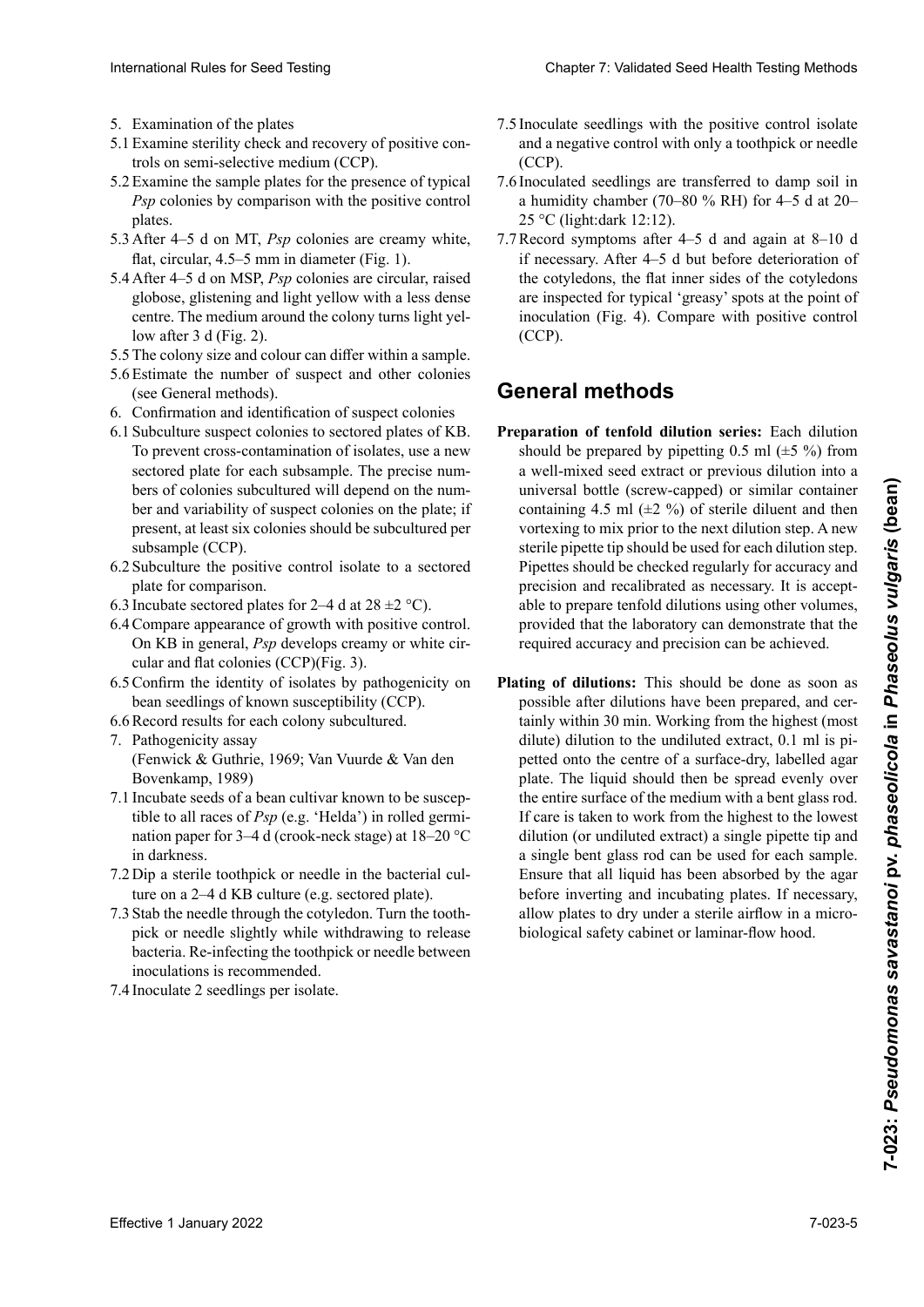5. Examination of the plates

5.1 Examine sterility check and recovery of positive controls on semi-selective medium (CCP).

5.2 Examine the sample plates for the presence of typical *Psp* colonies by comparison with the positive control plates.

5.3 After 4–5 d on MT, *Psp* colonies are creamy white, flat, circular, 4.5–5 mm in diameter (Fig. 1).

5.4 After 4–5 d on MSP, *Psp* colonies are circular, raised globose, glistening and light yellow with a less dense centre. The medium around the colony turns light yellow after 3 d (Fig. 2).

5.5 The colony size and colour can differ within a sample.

5.6 Estimate the number of suspect and other colonies (see General methods).

6. Confirmation and identification of suspect colonies

6.1 Subculture suspect colonies to sectored plates of KB. To prevent cross-contamination of isolates, use a new sectored plate for each subsample. The precise numbers of colonies subcultured will depend on the number and variability of suspect colonies on the plate; if present, at least six colonies should be subcultured per subsample (CCP).

6.2 Subculture the positive control isolate to a sectored plate for comparison.

6.3 Incubate sectored plates for 2–4 d at 28 ±2 °C).

6.4 Compare appearance of growth with positive control. On KB in general, *Psp* develops creamy or white circular and flat colonies (CCP)(Fig. 3).

6.5 Confirm the identity of isolates by pathogenicity on bean seedlings of known susceptibility (CCP).

6.6 Record results for each colony subcultured.

7. Pathogenicity assay
(Fenwick & Guthrie, 1969; Van Vuurde & Van den Bovenkamp, 1989)

7.1 Incubate seeds of a bean cultivar known to be susceptible to all races of *Psp* (e.g. 'Helda') in rolled germination paper for 3–4 d (crook-neck stage) at 18–20 °C in darkness.

7.2 Dip a sterile toothpick or needle in the bacterial culture on a 2–4 d KB culture (e.g. sectored plate).

7.3 Stab the needle through the cotyledon. Turn the toothpick or needle slightly while withdrawing to release bacteria. Re-infecting the toothpick or needle between inoculations is recommended.

7.4 Inoculate 2 seedlings per isolate.

7.5 Inoculate seedlings with the positive control isolate and a negative control with only a toothpick or needle (CCP).

7.6 Inoculated seedlings are transferred to damp soil in a humidity chamber (70–80 % RH) for 4–5 d at 20–25 °C (light:dark 12:12).

7.7 Record symptoms after 4–5 d and again at 8–10 d if necessary. After 4–5 d but before deterioration of the cotyledons, the flat inner sides of the cotyledons are inspected for typical 'greasy' spots at the point of inoculation (Fig. 4). Compare with positive control (CCP).

## General methods

**Preparation of tenfold dilution series:** Each dilution should be prepared by pipetting 0.5 ml (±5 %) from a well-mixed seed extract or previous dilution into a universal bottle (screw-capped) or similar container containing 4.5 ml (±2 %) of sterile diluent and then vortexing to mix prior to the next dilution step. A new sterile pipette tip should be used for each dilution step. Pipettes should be checked regularly for accuracy and precision and recalibrated as necessary. It is acceptable to prepare tenfold dilutions using other volumes, provided that the laboratory can demonstrate that the required accuracy and precision can be achieved.

**Plating of dilutions:** This should be done as soon as possible after dilutions have been prepared, and certainly within 30 min. Working from the highest (most dilute) dilution to the undiluted extract, 0.1 ml is pipetted onto the centre of a surface-dry, labelled agar plate. The liquid should then be spread evenly over the entire surface of the medium with a bent glass rod. If care is taken to work from the highest to the lowest dilution (or undiluted extract) a single pipette tip and a single bent glass rod can be used for each sample. Ensure that all liquid has been absorbed by the agar before inverting and incubating plates. If necessary, allow plates to dry under a sterile airflow in a microbiological safety cabinet or laminar-flow hood.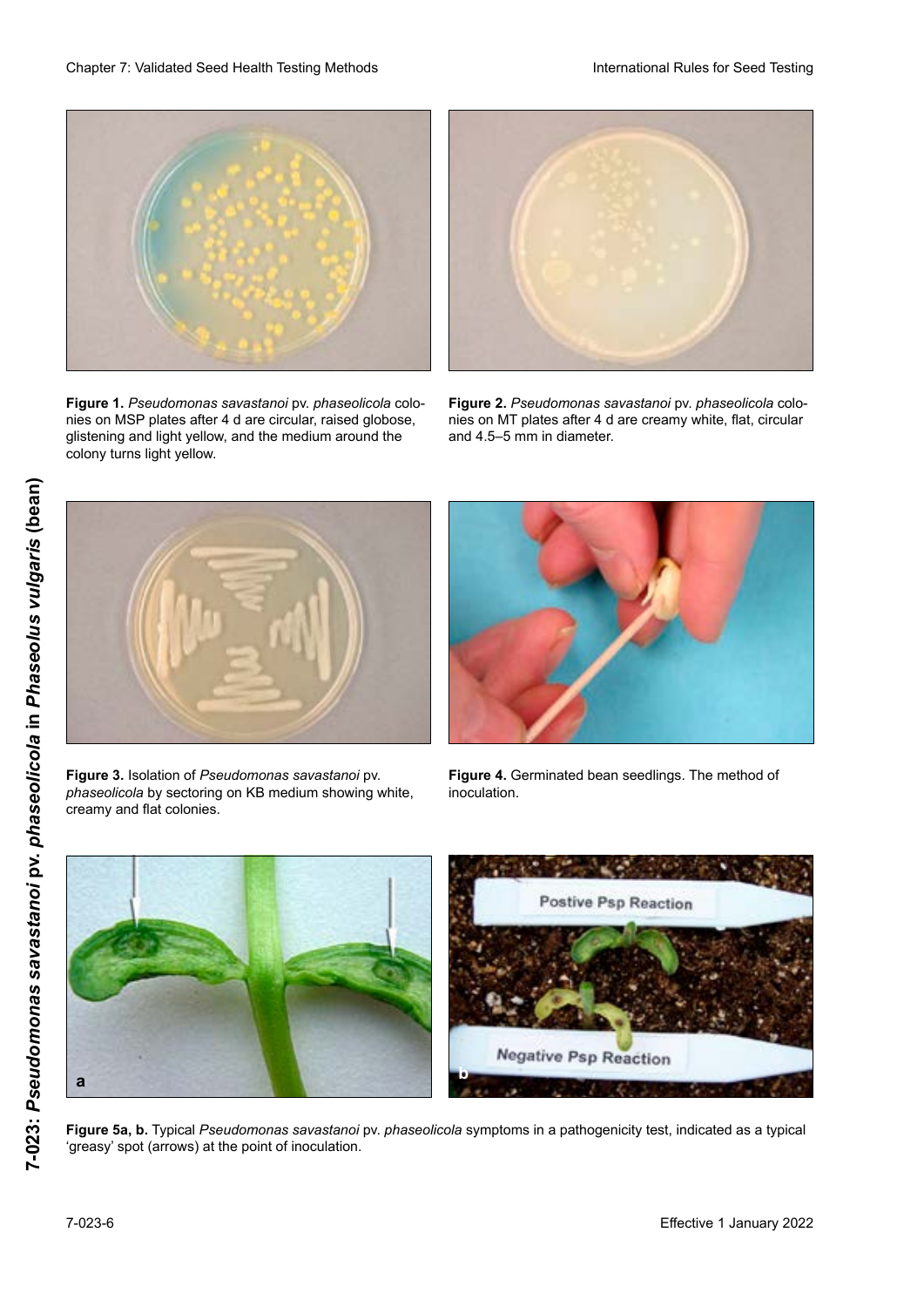**Figure 1.** *Pseudomonas savastanoi* pv. *phaseolicola* colonies on MSP plates after 4 d are circular, raised globose, glistening and light yellow, and the medium around the colony turns light yellow.

**Figure 2.** *Pseudomonas savastanoi* pv. *phaseolicola* colonies on MT plates after 4 d are creamy white, flat, circular and 4.5–5 mm in diameter.

**Figure 3.** Isolation of *Pseudomonas savastanoi* pv. *phaseolicola* by sectoring on KB medium showing white, creamy and flat colonies.

**Figure 4.** Germinated bean seedlings. The method of inoculation.

**Figure 5a, b.** Typical *Pseudomonas savastanoi* pv. *phaseolicola* symptoms in a pathogenicity test, indicated as a typical 'greasy' spot (arrows) at the point of inoculation.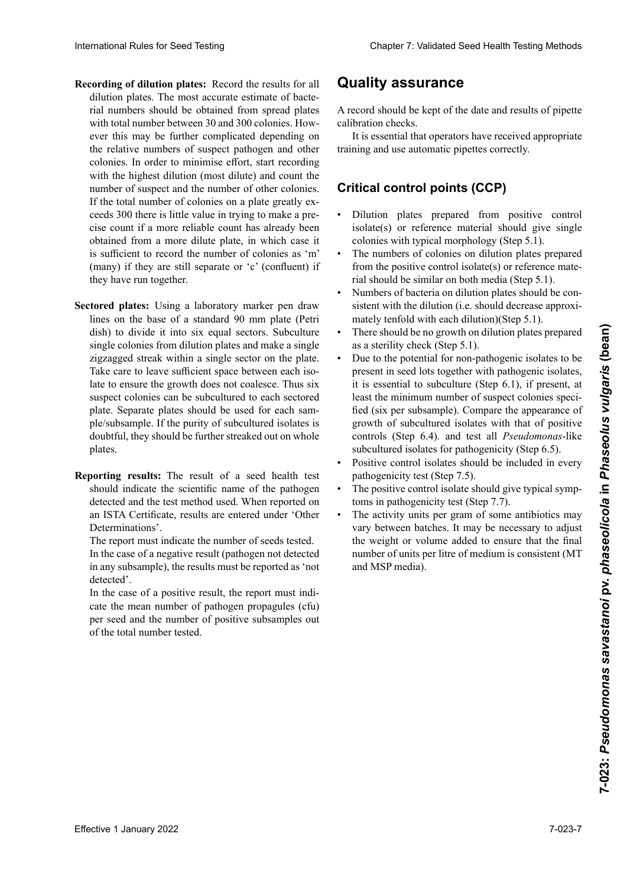**Recording of dilution plates:** Record the results for all dilution plates. The most accurate estimate of bacterial numbers should be obtained from spread plates with total number between 30 and 300 colonies. However this may be further complicated depending on the relative numbers of suspect pathogen and other colonies. In order to minimise effort, start recording with the highest dilution (most dilute) and count the number of suspect and the number of other colonies. If the total number of colonies on a plate greatly exceeds 300 there is little value in trying to make a precise count if a more reliable count has already been obtained from a more dilute plate, in which case it is sufficient to record the number of colonies as 'm' (many) if they are still separate or 'c' (confluent) if they have run together.

**Sectored plates:** Using a laboratory marker pen draw lines on the base of a standard 90 mm plate (Petri dish) to divide it into six equal sectors. Subculture single colonies from dilution plates and make a single zigzagged streak within a single sector on the plate. Take care to leave sufficient space between each isolate to ensure the growth does not coalesce. Thus six suspect colonies can be subcultured to each sectored plate. Separate plates should be used for each sample/subsample. If the purity of subcultured isolates is doubtful, they should be further streaked out on whole plates.

**Reporting results:** The result of a seed health test should indicate the scientific name of the pathogen detected and the test method used. When reported on an ISTA Certificate, results are entered under 'Other Determinations'.

The report must indicate the number of seeds tested.

In the case of a negative result (pathogen not detected in any subsample), the results must be reported as 'not detected'.

In the case of a positive result, the report must indicate the mean number of pathogen propagules (cfu) per seed and the number of positive subsamples out of the total number tested.

# Quality assurance

A record should be kept of the date and results of pipette calibration checks.

It is essential that operators have received appropriate training and use automatic pipettes correctly.

## Critical control points (CCP)

- Dilution plates prepared from positive control isolate(s) or reference material should give single colonies with typical morphology (Step 5.1).
- The numbers of colonies on dilution plates prepared from the positive control isolate(s) or reference material should be similar on both media (Step 5.1).
- Numbers of bacteria on dilution plates should be consistent with the dilution (i.e. should decrease approximately tenfold with each dilution)(Step 5.1).
- There should be no growth on dilution plates prepared as a sterility check (Step 5.1).
- Due to the potential for non-pathogenic isolates to be present in seed lots together with pathogenic isolates, it is essential to subculture (Step 6.1), if present, at least the minimum number of suspect colonies specified (six per subsample). Compare the appearance of growth of subcultured isolates with that of positive controls (Step 6.4). and test all *Pseudomonas*-like subcultured isolates for pathogenicity (Step 6.5).
- Positive control isolates should be included in every pathogenicity test (Step 7.5).
- The positive control isolate should give typical symptoms in pathogenicity test (Step 7.7).
- The activity units per gram of some antibiotics may vary between batches. It may be necessary to adjust the weight or volume added to ensure that the final number of units per litre of medium is consistent (MT and MSP media).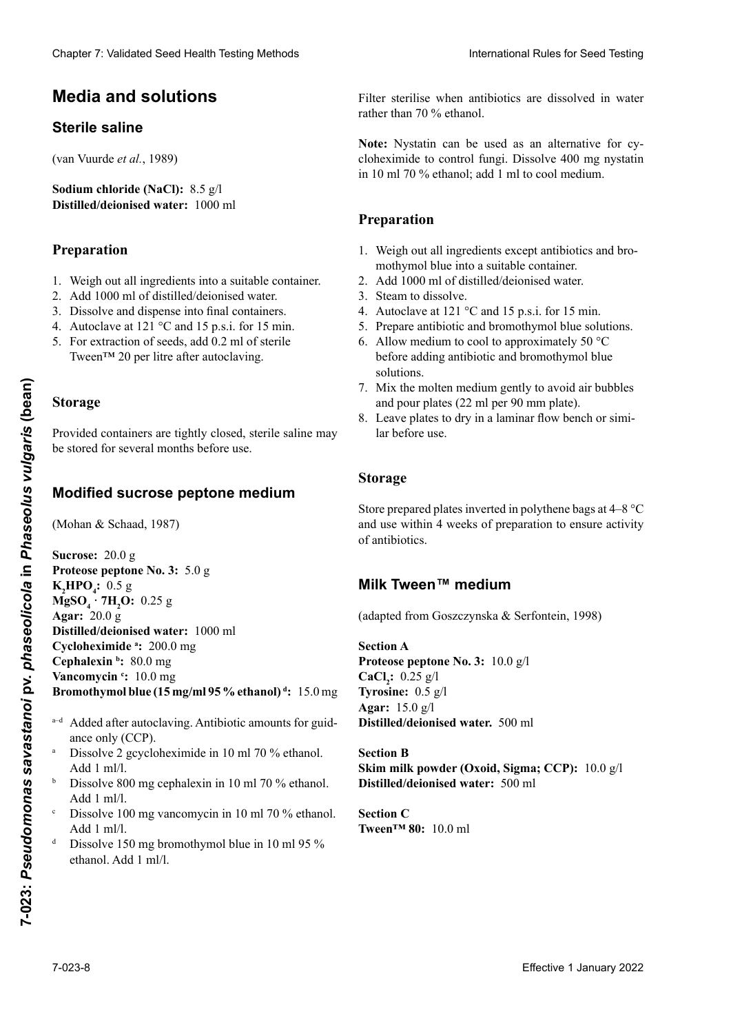# Media and solutions

## Sterile saline

(van Vuurde *et al.*, 1989)

**Sodium chloride (NaCl):** 8.5 g/l
**Distilled/deionised water:** 1000 ml

### Preparation

1. Weigh out all ingredients into a suitable container.
2. Add 1000 ml of distilled/deionised water.
3. Dissolve and dispense into final containers.
4. Autoclave at 121 °C and 15 p.s.i. for 15 min.
5. For extraction of seeds, add 0.2 ml of sterile Tween™ 20 per litre after autoclaving.

### Storage

Provided containers are tightly closed, sterile saline may be stored for several months before use.

## Modified sucrose peptone medium

(Mohan & Schaad, 1987)

**Sucrose:** 20.0 g
**Proteose peptone No. 3:** 5.0 g
**$K_2HPO_4$:** 0.5 g
**$MgSO_4 \cdot 7H_2O$:** 0.25 g
**Agar:** 20.0 g
**Distilled/deionised water:** 1000 ml
**Cycloheximide [a]:** 200.0 mg
**Cephalexin [b]:** 80.0 mg
**Vancomycin [c]:** 10.0 mg
**Bromothymol blue (15 mg/ml 95 % ethanol) [d]:** 15.0 mg

[a–d] Added after autoclaving. Antibiotic amounts for guidance only (CCP).
[a] Dissolve 2 gcycloheximide in 10 ml 70 % ethanol. Add 1 ml/l.
[b] Dissolve 800 mg cephalexin in 10 ml 70 % ethanol. Add 1 ml/l.
[c] Dissolve 100 mg vancomycin in 10 ml 70 % ethanol. Add 1 ml/l.
[d] Dissolve 150 mg bromothymol blue in 10 ml 95 % ethanol. Add 1 ml/l.

Filter sterilise when antibiotics are dissolved in water rather than 70 % ethanol.

**Note:** Nystatin can be used as an alternative for cycloheximide to control fungi. Dissolve 400 mg nystatin in 10 ml 70 % ethanol; add 1 ml to cool medium.

### Preparation

1. Weigh out all ingredients except antibiotics and bromothymol blue into a suitable container.
2. Add 1000 ml of distilled/deionised water.
3. Steam to dissolve.
4. Autoclave at 121 °C and 15 p.s.i. for 15 min.
5. Prepare antibiotic and bromothymol blue solutions.
6. Allow medium to cool to approximately 50 °C before adding antibiotic and bromothymol blue solutions.
7. Mix the molten medium gently to avoid air bubbles and pour plates (22 ml per 90 mm plate).
8. Leave plates to dry in a laminar flow bench or similar before use.

### Storage

Store prepared plates inverted in polythene bags at 4–8 °C and use within 4 weeks of preparation to ensure activity of antibiotics.

## Milk Tween™ medium

(adapted from Goszczynska & Serfontein, 1998)

**Section A**
**Proteose peptone No. 3:** 10.0 g/l
**$CaCl_2$:** 0.25 g/l
**Tyrosine:** 0.5 g/l
**Agar:** 15.0 g/l
**Distilled/deionised water.** 500 ml

**Section B**
**Skim milk powder (Oxoid, Sigma; CCP):** 10.0 g/l
**Distilled/deionised water:** 500 ml

**Section C**
**Tween™ 80:** 10.0 ml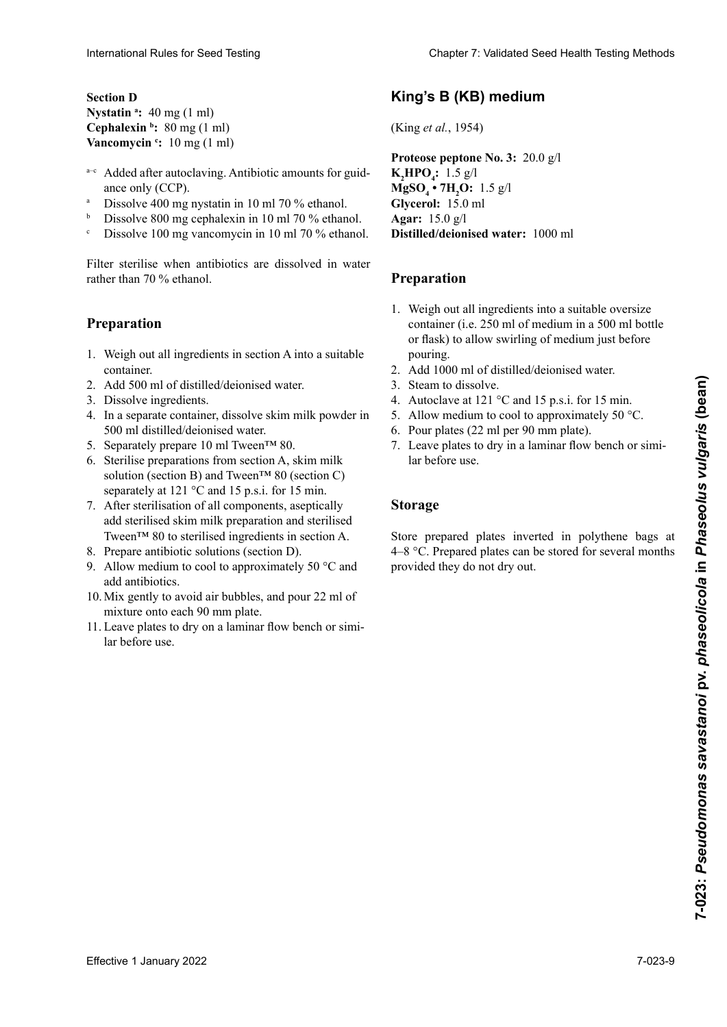**Section D**
**Nystatin [a]:** 40 mg (1 ml)
**Cephalexin [b]:** 80 mg (1 ml)
**Vancomycin [c]:** 10 mg (1 ml)

- [a–c] Added after autoclaving. Antibiotic amounts for guidance only (CCP).
- [a] Dissolve 400 mg nystatin in 10 ml 70 % ethanol.
- [b] Dissolve 800 mg cephalexin in 10 ml 70 % ethanol.
- [c] Dissolve 100 mg vancomycin in 10 ml 70 % ethanol.

Filter sterilise when antibiotics are dissolved in water rather than 70 % ethanol.

## Preparation

1. Weigh out all ingredients in section A into a suitable container.
2. Add 500 ml of distilled/deionised water.
3. Dissolve ingredients.
4. In a separate container, dissolve skim milk powder in 500 ml distilled/deionised water.
5. Separately prepare 10 ml Tween™ 80.
6. Sterilise preparations from section A, skim milk solution (section B) and Tween™ 80 (section C) separately at 121 °C and 15 p.s.i. for 15 min.
7. After sterilisation of all components, aseptically add sterilised skim milk preparation and sterilised Tween™ 80 to sterilised ingredients in section A.
8. Prepare antibiotic solutions (section D).
9. Allow medium to cool to approximately 50 °C and add antibiotics.
10. Mix gently to avoid air bubbles, and pour 22 ml of mixture onto each 90 mm plate.
11. Leave plates to dry on a laminar flow bench or similar before use.

# King's B (KB) medium

(King *et al.*, 1954)

**Proteose peptone No. 3:** 20.0 g/l
**$K_2HPO_4$:** 1.5 g/l
**$MgSO_4 \cdot 7H_2O$:** 1.5 g/l
**Glycerol:** 15.0 ml
**Agar:** 15.0 g/l
**Distilled/deionised water:** 1000 ml

## Preparation

1. Weigh out all ingredients into a suitable oversize container (i.e. 250 ml of medium in a 500 ml bottle or flask) to allow swirling of medium just before pouring.
2. Add 1000 ml of distilled/deionised water.
3. Steam to dissolve.
4. Autoclave at 121 °C and 15 p.s.i. for 15 min.
5. Allow medium to cool to approximately 50 °C.
6. Pour plates (22 ml per 90 mm plate).
7. Leave plates to dry in a laminar flow bench or similar before use.

## Storage

Store prepared plates inverted in polythene bags at 4–8 °C. Prepared plates can be stored for several months provided they do not dry out.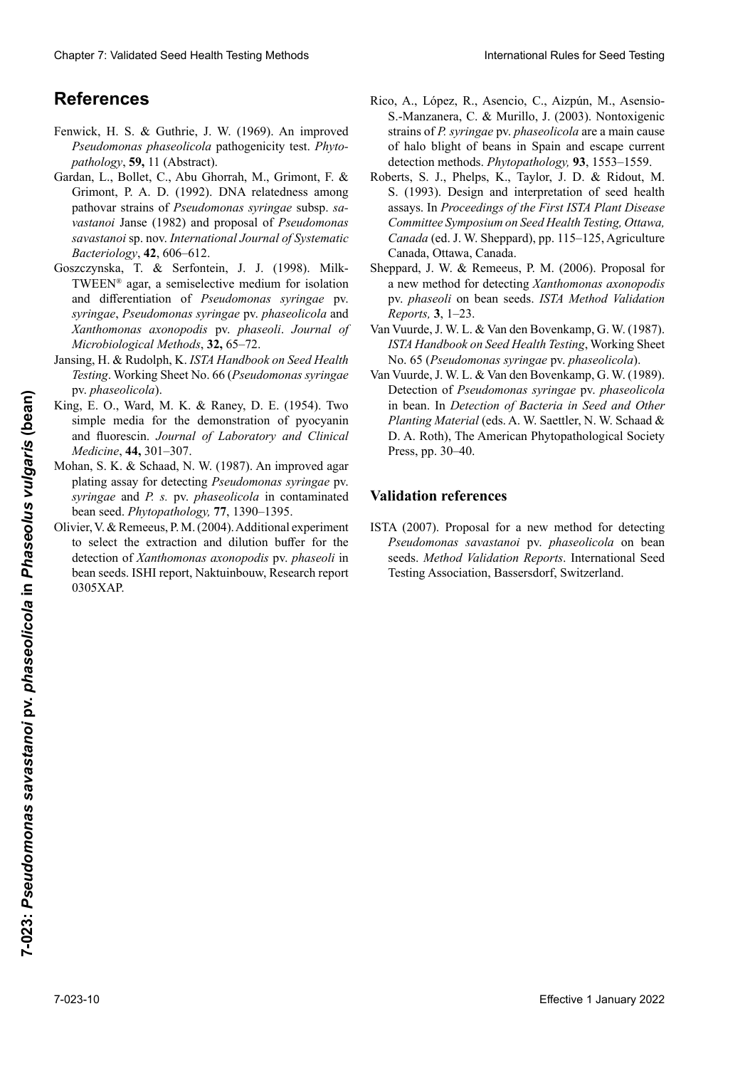# References

Fenwick, H. S. & Guthrie, J. W. (1969). An improved *Pseudomonas phaseolicola* pathogenicity test. *Phytopathology*, **59,** 11 (Abstract).

Gardan, L., Bollet, C., Abu Ghorrah, M., Grimont, F. & Grimont, P. A. D. (1992). DNA relatedness among pathovar strains of *Pseudomonas syringae* subsp. *savastanoi* Janse (1982) and proposal of *Pseudomonas savastanoi* sp. nov. *International Journal of Systematic Bacteriology*, **42**, 606–612.

Goszczynska, T. & Serfontein, J. J. (1998). Milk-TWEEN® agar, a semiselective medium for isolation and differentiation of *Pseudomonas syringae* pv. *syringae*, *Pseudomonas syringae* pv. *phaseolicola* and *Xanthomonas axonopodis* pv. *phaseoli*. *Journal of Microbiological Methods*, **32,** 65–72.

Jansing, H. & Rudolph, K. *ISTA Handbook on Seed Health Testing*. Working Sheet No. 66 (*Pseudomonas syringae* pv. *phaseolicola*).

King, E. O., Ward, M. K. & Raney, D. E. (1954). Two simple media for the demonstration of pyocyanin and fluorescin. *Journal of Laboratory and Clinical Medicine*, **44,** 301–307.

Mohan, S. K. & Schaad, N. W. (1987). An improved agar plating assay for detecting *Pseudomonas syringae* pv. *syringae* and *P. s.* pv. *phaseolicola* in contaminated bean seed. *Phytopathology,* **77**, 1390–1395.

Olivier, V. & Remeeus, P. M. (2004). Additional experiment to select the extraction and dilution buffer for the detection of *Xanthomonas axonopodis* pv. *phaseoli* in bean seeds. ISHI report, Naktuinbouw, Research report 0305XAP.

Rico, A., López, R., Asencio, C., Aizpún, M., Asensio-S.-Manzanera, C. & Murillo, J. (2003). Nontoxigenic strains of *P. syringae* pv. *phaseolicola* are a main cause of halo blight of beans in Spain and escape current detection methods. *Phytopathology,* **93**, 1553–1559.

Roberts, S. J., Phelps, K., Taylor, J. D. & Ridout, M. S. (1993). Design and interpretation of seed health assays. In *Proceedings of the First ISTA Plant Disease Committee Symposium on Seed Health Testing, Ottawa, Canada* (ed. J. W. Sheppard), pp. 115–125, Agriculture Canada, Ottawa, Canada.

Sheppard, J. W. & Remeeus, P. M. (2006). Proposal for a new method for detecting *Xanthomonas axonopodis* pv. *phaseoli* on bean seeds. *ISTA Method Validation Reports,* **3**, 1–23.

Van Vuurde, J. W. L. & Van den Bovenkamp, G. W. (1987). *ISTA Handbook on Seed Health Testing*, Working Sheet No. 65 (*Pseudomonas syringae* pv. *phaseolicola*).

Van Vuurde, J. W. L. & Van den Bovenkamp, G. W. (1989). Detection of *Pseudomonas syringae* pv. *phaseolicola* in bean. In *Detection of Bacteria in Seed and Other Planting Material* (eds. A. W. Saettler, N. W. Schaad & D. A. Roth), The American Phytopathological Society Press, pp. 30–40.

## Validation references

ISTA (2007). Proposal for a new method for detecting *Pseudomonas savastanoi* pv. *phaseolicola* on bean seeds. *Method Validation Reports*. International Seed Testing Association, Bassersdorf, Switzerland.